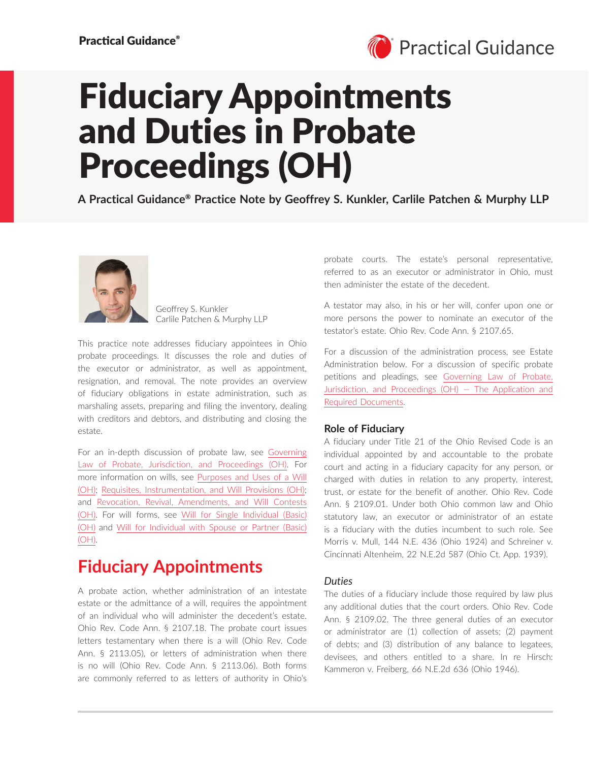# Fiduciary Appointments and Duties in Probate Proceedings (OH)

**A Practical Guidance® Practice Note by Geoffrey S. Kunkler, Carlile Patchen & Murphy LLP**

Geoffrey S. Kunkler
Carlile Patchen & Murphy LLP

This practice note addresses fiduciary appointees in Ohio probate proceedings. It discusses the role and duties of the executor or administrator, as well as appointment, resignation, and removal. The note provides an overview of fiduciary obligations in estate administration, such as marshaling assets, preparing and filing the inventory, dealing with creditors and debtors, and distributing and closing the estate.

For an in-depth discussion of probate law, see Governing Law of Probate, Jurisdiction, and Proceedings (OH). For more information on wills, see Purposes and Uses of a Will (OH); Requisites, Instrumentation, and Will Provisions (OH); and Revocation, Revival, Amendments, and Will Contests (OH). For will forms, see Will for Single Individual (Basic) (OH) and Will for Individual with Spouse or Partner (Basic) (OH).

## Fiduciary Appointments

A probate action, whether administration of an intestate estate or the admittance of a will, requires the appointment of an individual who will administer the decedent's estate. Ohio Rev. Code Ann. § 2107.18. The probate court issues letters testamentary when there is a will (Ohio Rev. Code Ann. § 2113.05), or letters of administration when there is no will (Ohio Rev. Code Ann. § 2113.06). Both forms are commonly referred to as letters of authority in Ohio's probate courts. The estate's personal representative, referred to as an executor or administrator in Ohio, must then administer the estate of the decedent.

A testator may also, in his or her will, confer upon one or more persons the power to nominate an executor of the testator's estate. Ohio Rev. Code Ann. § 2107.65.

For a discussion of the administration process, see Estate Administration below. For a discussion of specific probate petitions and pleadings, see Governing Law of Probate, Jurisdiction, and Proceedings (OH) — The Application and Required Documents.

### Role of Fiduciary

A fiduciary under Title 21 of the Ohio Revised Code is an individual appointed by and accountable to the probate court and acting in a fiduciary capacity for any person, or charged with duties in relation to any property, interest, trust, or estate for the benefit of another. Ohio Rev. Code Ann. § 2109.01. Under both Ohio common law and Ohio statutory law, an executor or administrator of an estate is a fiduciary with the duties incumbent to such role. See Morris v. Mull, 144 N.E. 436 (Ohio 1924) and Schreiner v. Cincinnati Altenheim, 22 N.E.2d 587 (Ohio Ct. App. 1939).

#### *Duties*

The duties of a fiduciary include those required by law plus any additional duties that the court orders. Ohio Rev. Code Ann. § 2109.02. The three general duties of an executor or administrator are (1) collection of assets; (2) payment of debts; and (3) distribution of any balance to legatees, devisees, and others entitled to a share. In re Hirsch: Kammeron v. Freiberg, 66 N.E.2d 636 (Ohio 1946).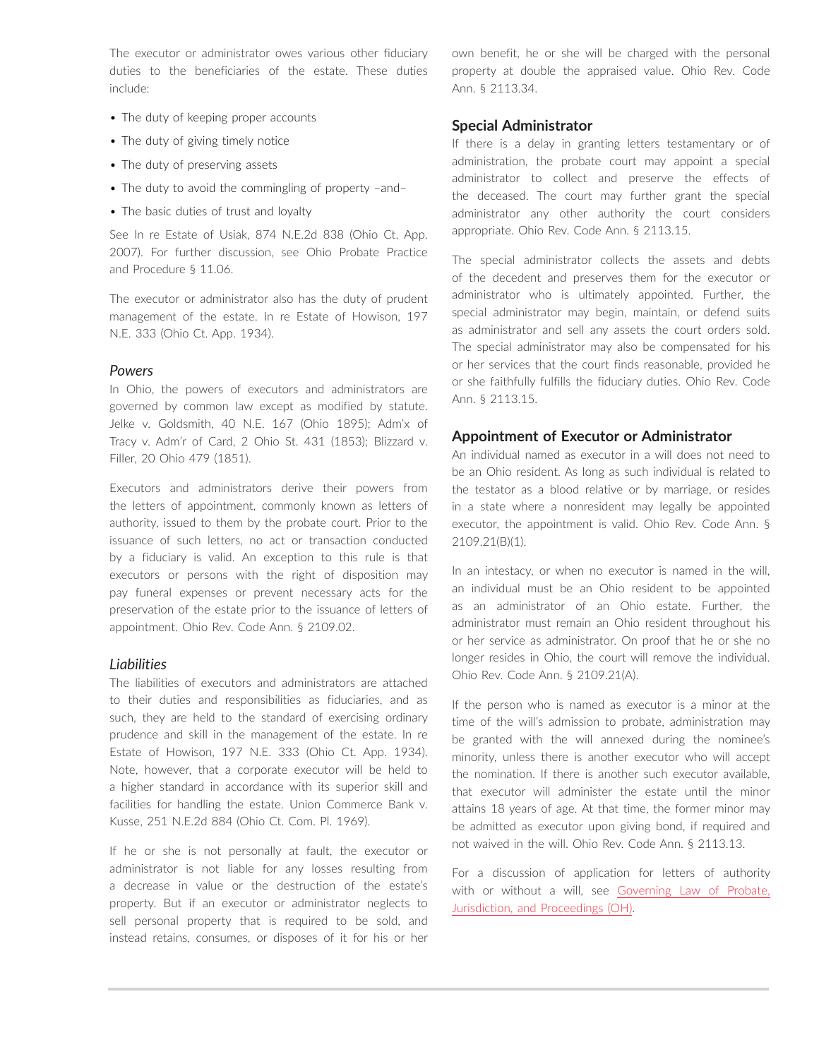The executor or administrator owes various other fiduciary duties to the beneficiaries of the estate. These duties include:

- The duty of keeping proper accounts
- The duty of giving timely notice
- The duty of preserving assets
- The duty to avoid the commingling of property –and–
- The basic duties of trust and loyalty

See In re Estate of Usiak, 874 N.E.2d 838 (Ohio Ct. App. 2007). For further discussion, see Ohio Probate Practice and Procedure § 11.06.

The executor or administrator also has the duty of prudent management of the estate. In re Estate of Howison, 197 N.E. 333 (Ohio Ct. App. 1934).

### *Powers*

In Ohio, the powers of executors and administrators are governed by common law except as modified by statute. Jelke v. Goldsmith, 40 N.E. 167 (Ohio 1895); Adm'x of Tracy v. Adm'r of Card, 2 Ohio St. 431 (1853); Blizzard v. Filler, 20 Ohio 479 (1851).

Executors and administrators derive their powers from the letters of appointment, commonly known as letters of authority, issued to them by the probate court. Prior to the issuance of such letters, no act or transaction conducted by a fiduciary is valid. An exception to this rule is that executors or persons with the right of disposition may pay funeral expenses or prevent necessary acts for the preservation of the estate prior to the issuance of letters of appointment. Ohio Rev. Code Ann. § 2109.02.

### *Liabilities*

The liabilities of executors and administrators are attached to their duties and responsibilities as fiduciaries, and as such, they are held to the standard of exercising ordinary prudence and skill in the management of the estate. In re Estate of Howison, 197 N.E. 333 (Ohio Ct. App. 1934). Note, however, that a corporate executor will be held to a higher standard in accordance with its superior skill and facilities for handling the estate. Union Commerce Bank v. Kusse, 251 N.E.2d 884 (Ohio Ct. Com. Pl. 1969).

If he or she is not personally at fault, the executor or administrator is not liable for any losses resulting from a decrease in value or the destruction of the estate's property. But if an executor or administrator neglects to sell personal property that is required to be sold, and instead retains, consumes, or disposes of it for his or her own benefit, he or she will be charged with the personal property at double the appraised value. Ohio Rev. Code Ann. § 2113.34.

## Special Administrator

If there is a delay in granting letters testamentary or of administration, the probate court may appoint a special administrator to collect and preserve the effects of the deceased. The court may further grant the special administrator any other authority the court considers appropriate. Ohio Rev. Code Ann. § 2113.15.

The special administrator collects the assets and debts of the decedent and preserves them for the executor or administrator who is ultimately appointed. Further, the special administrator may begin, maintain, or defend suits as administrator and sell any assets the court orders sold. The special administrator may also be compensated for his or her services that the court finds reasonable, provided he or she faithfully fulfills the fiduciary duties. Ohio Rev. Code Ann. § 2113.15.

## Appointment of Executor or Administrator

An individual named as executor in a will does not need to be an Ohio resident. As long as such individual is related to the testator as a blood relative or by marriage, or resides in a state where a nonresident may legally be appointed executor, the appointment is valid. Ohio Rev. Code Ann. § 2109.21(B)(1).

In an intestacy, or when no executor is named in the will, an individual must be an Ohio resident to be appointed as an administrator of an Ohio estate. Further, the administrator must remain an Ohio resident throughout his or her service as administrator. On proof that he or she no longer resides in Ohio, the court will remove the individual. Ohio Rev. Code Ann. § 2109.21(A).

If the person who is named as executor is a minor at the time of the will's admission to probate, administration may be granted with the will annexed during the nominee's minority, unless there is another executor who will accept the nomination. If there is another such executor available, that executor will administer the estate until the minor attains 18 years of age. At that time, the former minor may be admitted as executor upon giving bond, if required and not waived in the will. Ohio Rev. Code Ann. § 2113.13.

For a discussion of application for letters of authority with or without a will, see Governing Law of Probate, Jurisdiction, and Proceedings (OH).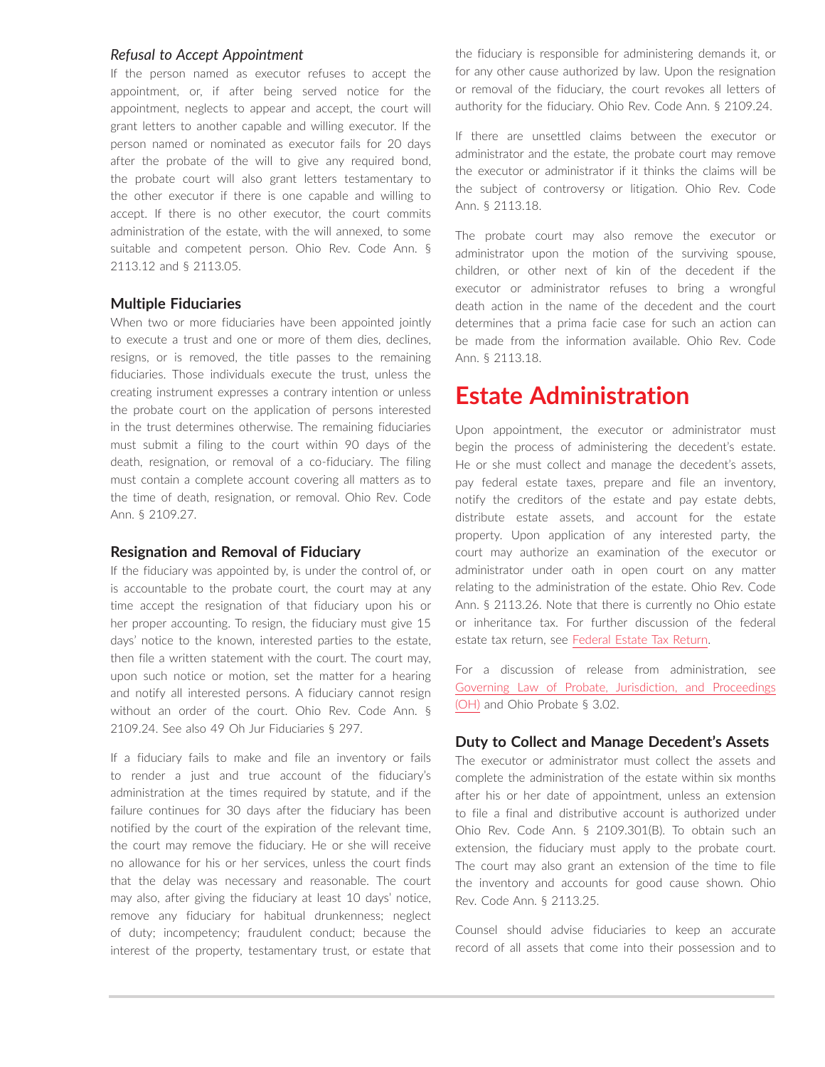*Refusal to Accept Appointment*

If the person named as executor refuses to accept the appointment, or, if after being served notice for the appointment, neglects to appear and accept, the court will grant letters to another capable and willing executor. If the person named or nominated as executor fails for 20 days after the probate of the will to give any required bond, the probate court will also grant letters testamentary to the other executor if there is one capable and willing to accept. If there is no other executor, the court commits administration of the estate, with the will annexed, to some suitable and competent person. Ohio Rev. Code Ann. § 2113.12 and § 2113.05.

### Multiple Fiduciaries

When two or more fiduciaries have been appointed jointly to execute a trust and one or more of them dies, declines, resigns, or is removed, the title passes to the remaining fiduciaries. Those individuals execute the trust, unless the creating instrument expresses a contrary intention or unless the probate court on the application of persons interested in the trust determines otherwise. The remaining fiduciaries must submit a filing to the court within 90 days of the death, resignation, or removal of a co-fiduciary. The filing must contain a complete account covering all matters as to the time of death, resignation, or removal. Ohio Rev. Code Ann. § 2109.27.

### Resignation and Removal of Fiduciary

If the fiduciary was appointed by, is under the control of, or is accountable to the probate court, the court may at any time accept the resignation of that fiduciary upon his or her proper accounting. To resign, the fiduciary must give 15 days' notice to the known, interested parties to the estate, then file a written statement with the court. The court may, upon such notice or motion, set the matter for a hearing and notify all interested persons. A fiduciary cannot resign without an order of the court. Ohio Rev. Code Ann. § 2109.24. See also 49 Oh Jur Fiduciaries § 297.

If a fiduciary fails to make and file an inventory or fails to render a just and true account of the fiduciary's administration at the times required by statute, and if the failure continues for 30 days after the fiduciary has been notified by the court of the expiration of the relevant time, the court may remove the fiduciary. He or she will receive no allowance for his or her services, unless the court finds that the delay was necessary and reasonable. The court may also, after giving the fiduciary at least 10 days' notice, remove any fiduciary for habitual drunkenness; neglect of duty; incompetency; fraudulent conduct; because the interest of the property, testamentary trust, or estate that the fiduciary is responsible for administering demands it, or for any other cause authorized by law. Upon the resignation or removal of the fiduciary, the court revokes all letters of authority for the fiduciary. Ohio Rev. Code Ann. § 2109.24.

If there are unsettled claims between the executor or administrator and the estate, the probate court may remove the executor or administrator if it thinks the claims will be the subject of controversy or litigation. Ohio Rev. Code Ann. § 2113.18.

The probate court may also remove the executor or administrator upon the motion of the surviving spouse, children, or other next of kin of the decedent if the executor or administrator refuses to bring a wrongful death action in the name of the decedent and the court determines that a prima facie case for such an action can be made from the information available. Ohio Rev. Code Ann. § 2113.18.

## Estate Administration

Upon appointment, the executor or administrator must begin the process of administering the decedent's estate. He or she must collect and manage the decedent's assets, pay federal estate taxes, prepare and file an inventory, notify the creditors of the estate and pay estate debts, distribute estate assets, and account for the estate property. Upon application of any interested party, the court may authorize an examination of the executor or administrator under oath in open court on any matter relating to the administration of the estate. Ohio Rev. Code Ann. § 2113.26. Note that there is currently no Ohio estate or inheritance tax. For further discussion of the federal estate tax return, see Federal Estate Tax Return.

For a discussion of release from administration, see Governing Law of Probate, Jurisdiction, and Proceedings (OH) and Ohio Probate § 3.02.

### Duty to Collect and Manage Decedent's Assets

The executor or administrator must collect the assets and complete the administration of the estate within six months after his or her date of appointment, unless an extension to file a final and distributive account is authorized under Ohio Rev. Code Ann. § 2109.301(B). To obtain such an extension, the fiduciary must apply to the probate court. The court may also grant an extension of the time to file the inventory and accounts for good cause shown. Ohio Rev. Code Ann. § 2113.25.

Counsel should advise fiduciaries to keep an accurate record of all assets that come into their possession and to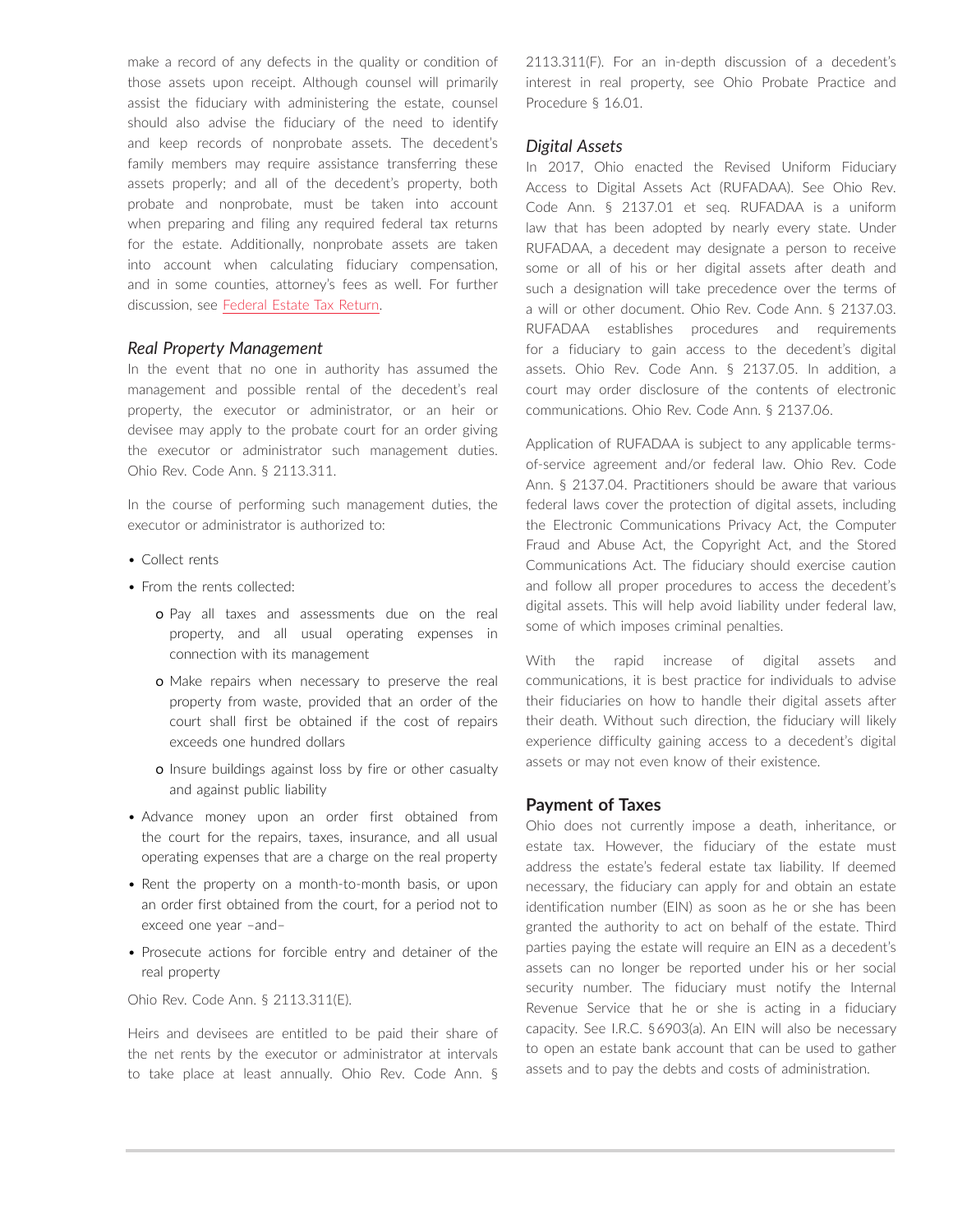make a record of any defects in the quality or condition of those assets upon receipt. Although counsel will primarily assist the fiduciary with administering the estate, counsel should also advise the fiduciary of the need to identify and keep records of nonprobate assets. The decedent's family members may require assistance transferring these assets properly; and all of the decedent's property, both probate and nonprobate, must be taken into account when preparing and filing any required federal tax returns for the estate. Additionally, nonprobate assets are taken into account when calculating fiduciary compensation, and in some counties, attorney's fees as well. For further discussion, see Federal Estate Tax Return.

### *Real Property Management*

In the event that no one in authority has assumed the management and possible rental of the decedent's real property, the executor or administrator, or an heir or devisee may apply to the probate court for an order giving the executor or administrator such management duties. Ohio Rev. Code Ann. § 2113.311.

In the course of performing such management duties, the executor or administrator is authorized to:

- Collect rents
- From the rents collected:
  - Pay all taxes and assessments due on the real property, and all usual operating expenses in connection with its management
  - Make repairs when necessary to preserve the real property from waste, provided that an order of the court shall first be obtained if the cost of repairs exceeds one hundred dollars
  - Insure buildings against loss by fire or other casualty and against public liability
- Advance money upon an order first obtained from the court for the repairs, taxes, insurance, and all usual operating expenses that are a charge on the real property
- Rent the property on a month-to-month basis, or upon an order first obtained from the court, for a period not to exceed one year –and–
- Prosecute actions for forcible entry and detainer of the real property

Ohio Rev. Code Ann. § 2113.311(E).

Heirs and devisees are entitled to be paid their share of the net rents by the executor or administrator at intervals to take place at least annually. Ohio Rev. Code Ann. § 2113.311(F). For an in-depth discussion of a decedent's interest in real property, see Ohio Probate Practice and Procedure § 16.01.

### *Digital Assets*

In 2017, Ohio enacted the Revised Uniform Fiduciary Access to Digital Assets Act (RUFADAA). See Ohio Rev. Code Ann. § 2137.01 et seq. RUFADAA is a uniform law that has been adopted by nearly every state. Under RUFADAA, a decedent may designate a person to receive some or all of his or her digital assets after death and such a designation will take precedence over the terms of a will or other document. Ohio Rev. Code Ann. § 2137.03. RUFADAA establishes procedures and requirements for a fiduciary to gain access to the decedent's digital assets. Ohio Rev. Code Ann. § 2137.05. In addition, a court may order disclosure of the contents of electronic communications. Ohio Rev. Code Ann. § 2137.06.

Application of RUFADAA is subject to any applicable terms-of-service agreement and/or federal law. Ohio Rev. Code Ann. § 2137.04. Practitioners should be aware that various federal laws cover the protection of digital assets, including the Electronic Communications Privacy Act, the Computer Fraud and Abuse Act, the Copyright Act, and the Stored Communications Act. The fiduciary should exercise caution and follow all proper procedures to access the decedent's digital assets. This will help avoid liability under federal law, some of which imposes criminal penalties.

With the rapid increase of digital assets and communications, it is best practice for individuals to advise their fiduciaries on how to handle their digital assets after their death. Without such direction, the fiduciary will likely experience difficulty gaining access to a decedent's digital assets or may not even know of their existence.

## Payment of Taxes

Ohio does not currently impose a death, inheritance, or estate tax. However, the fiduciary of the estate must address the estate's federal estate tax liability. If deemed necessary, the fiduciary can apply for and obtain an estate identification number (EIN) as soon as he or she has been granted the authority to act on behalf of the estate. Third parties paying the estate will require an EIN as a decedent's assets can no longer be reported under his or her social security number. The fiduciary must notify the Internal Revenue Service that he or she is acting in a fiduciary capacity. See I.R.C. §6903(a). An EIN will also be necessary to open an estate bank account that can be used to gather assets and to pay the debts and costs of administration.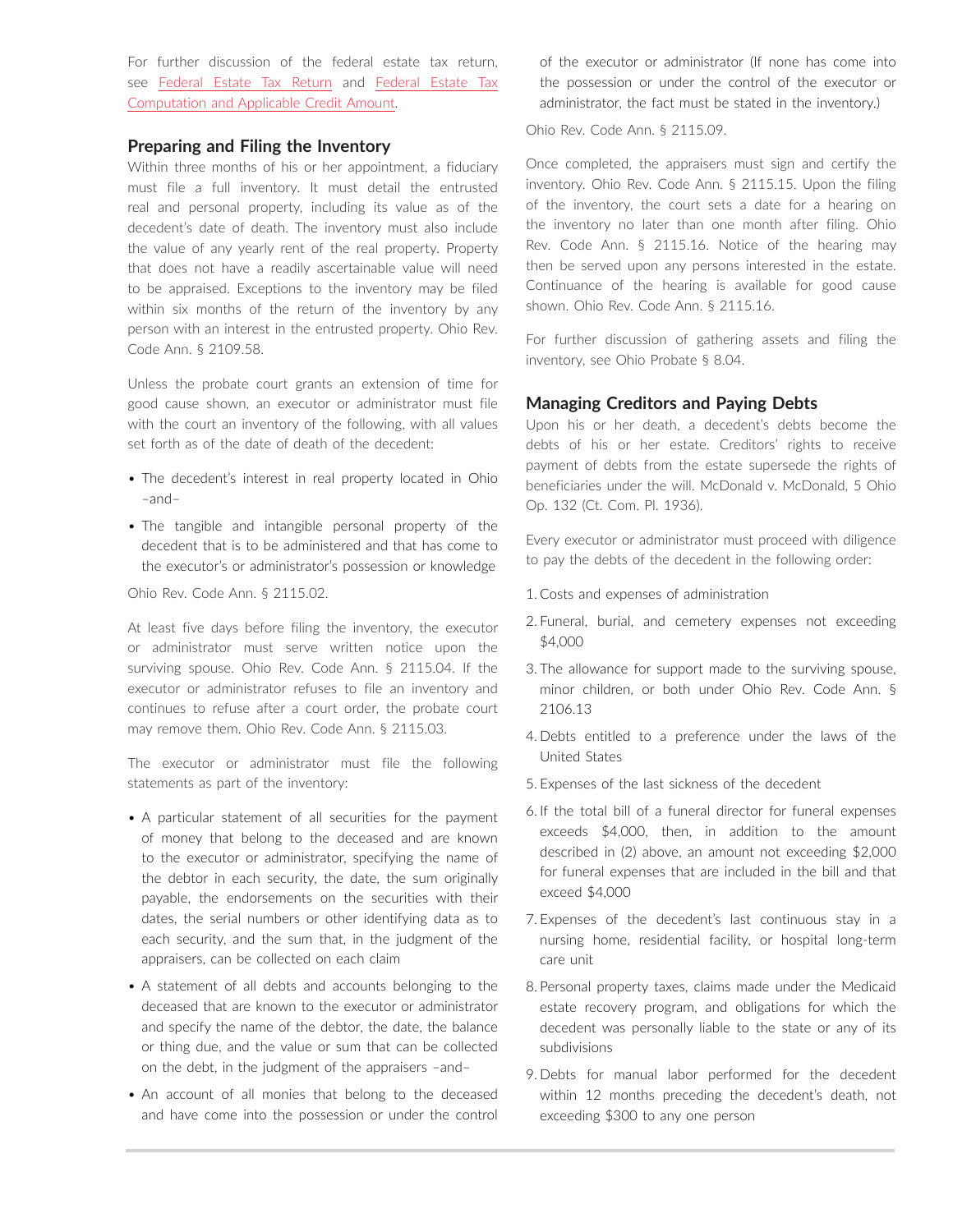For further discussion of the federal estate tax return, see Federal Estate Tax Return and Federal Estate Tax Computation and Applicable Credit Amount.

### Preparing and Filing the Inventory

Within three months of his or her appointment, a fiduciary must file a full inventory. It must detail the entrusted real and personal property, including its value as of the decedent's date of death. The inventory must also include the value of any yearly rent of the real property. Property that does not have a readily ascertainable value will need to be appraised. Exceptions to the inventory may be filed within six months of the return of the inventory by any person with an interest in the entrusted property. Ohio Rev. Code Ann. § 2109.58.

Unless the probate court grants an extension of time for good cause shown, an executor or administrator must file with the court an inventory of the following, with all values set forth as of the date of death of the decedent:

- The decedent's interest in real property located in Ohio –and–
- The tangible and intangible personal property of the decedent that is to be administered and that has come to the executor's or administrator's possession or knowledge

Ohio Rev. Code Ann. § 2115.02.

At least five days before filing the inventory, the executor or administrator must serve written notice upon the surviving spouse. Ohio Rev. Code Ann. § 2115.04. If the executor or administrator refuses to file an inventory and continues to refuse after a court order, the probate court may remove them. Ohio Rev. Code Ann. § 2115.03.

The executor or administrator must file the following statements as part of the inventory:

- A particular statement of all securities for the payment of money that belong to the deceased and are known to the executor or administrator, specifying the name of the debtor in each security, the date, the sum originally payable, the endorsements on the securities with their dates, the serial numbers or other identifying data as to each security, and the sum that, in the judgment of the appraisers, can be collected on each claim
- A statement of all debts and accounts belonging to the deceased that are known to the executor or administrator and specify the name of the debtor, the date, the balance or thing due, and the value or sum that can be collected on the debt, in the judgment of the appraisers –and–
- An account of all monies that belong to the deceased and have come into the possession or under the control of the executor or administrator (If none has come into the possession or under the control of the executor or administrator, the fact must be stated in the inventory.)

Ohio Rev. Code Ann. § 2115.09.

Once completed, the appraisers must sign and certify the inventory. Ohio Rev. Code Ann. § 2115.15. Upon the filing of the inventory, the court sets a date for a hearing on the inventory no later than one month after filing. Ohio Rev. Code Ann. § 2115.16. Notice of the hearing may then be served upon any persons interested in the estate. Continuance of the hearing is available for good cause shown. Ohio Rev. Code Ann. § 2115.16.

For further discussion of gathering assets and filing the inventory, see Ohio Probate § 8.04.

### Managing Creditors and Paying Debts

Upon his or her death, a decedent's debts become the debts of his or her estate. Creditors' rights to receive payment of debts from the estate supersede the rights of beneficiaries under the will. McDonald v. McDonald, 5 Ohio Op. 132 (Ct. Com. Pl. 1936).

Every executor or administrator must proceed with diligence to pay the debts of the decedent in the following order:

1. Costs and expenses of administration
2. Funeral, burial, and cemetery expenses not exceeding $4,000
3. The allowance for support made to the surviving spouse, minor children, or both under Ohio Rev. Code Ann. § 2106.13
4. Debts entitled to a preference under the laws of the United States
5. Expenses of the last sickness of the decedent
6. If the total bill of a funeral director for funeral expenses exceeds $4,000, then, in addition to the amount described in (2) above, an amount not exceeding $2,000 for funeral expenses that are included in the bill and that exceed $4,000
7. Expenses of the decedent's last continuous stay in a nursing home, residential facility, or hospital long-term care unit
8. Personal property taxes, claims made under the Medicaid estate recovery program, and obligations for which the decedent was personally liable to the state or any of its subdivisions
9. Debts for manual labor performed for the decedent within 12 months preceding the decedent's death, not exceeding $300 to any one person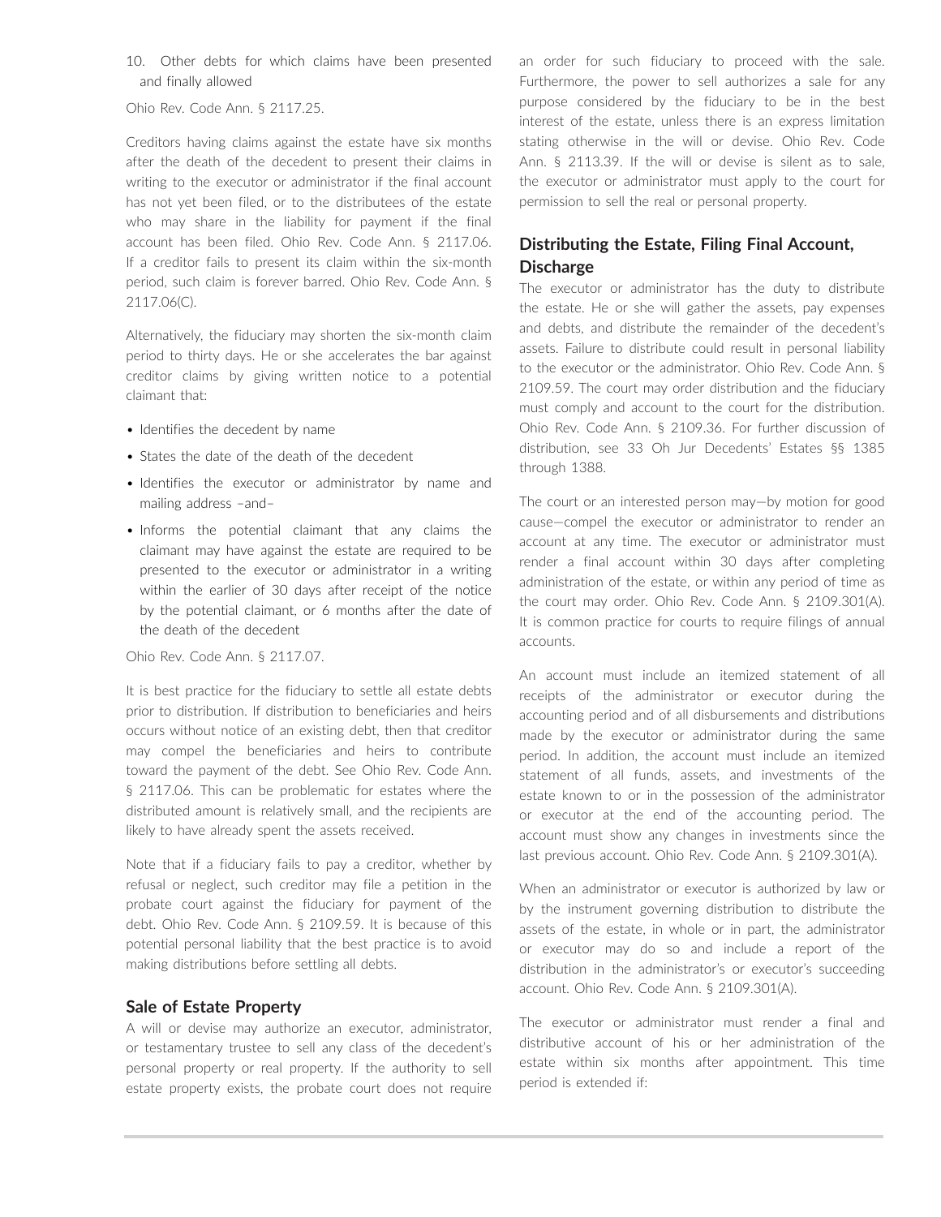10. Other debts for which claims have been presented and finally allowed

Ohio Rev. Code Ann. § 2117.25.

Creditors having claims against the estate have six months after the death of the decedent to present their claims in writing to the executor or administrator if the final account has not yet been filed, or to the distributees of the estate who may share in the liability for payment if the final account has been filed. Ohio Rev. Code Ann. § 2117.06. If a creditor fails to present its claim within the six-month period, such claim is forever barred. Ohio Rev. Code Ann. § 2117.06(C).

Alternatively, the fiduciary may shorten the six-month claim period to thirty days. He or she accelerates the bar against creditor claims by giving written notice to a potential claimant that:

- Identifies the decedent by name
- States the date of the death of the decedent
- Identifies the executor or administrator by name and mailing address –and–
- Informs the potential claimant that any claims the claimant may have against the estate are required to be presented to the executor or administrator in a writing within the earlier of 30 days after receipt of the notice by the potential claimant, or 6 months after the date of the death of the decedent

Ohio Rev. Code Ann. § 2117.07.

It is best practice for the fiduciary to settle all estate debts prior to distribution. If distribution to beneficiaries and heirs occurs without notice of an existing debt, then that creditor may compel the beneficiaries and heirs to contribute toward the payment of the debt. See Ohio Rev. Code Ann. § 2117.06. This can be problematic for estates where the distributed amount is relatively small, and the recipients are likely to have already spent the assets received.

Note that if a fiduciary fails to pay a creditor, whether by refusal or neglect, such creditor may file a petition in the probate court against the fiduciary for payment of the debt. Ohio Rev. Code Ann. § 2109.59. It is because of this potential personal liability that the best practice is to avoid making distributions before settling all debts.

### Sale of Estate Property

A will or devise may authorize an executor, administrator, or testamentary trustee to sell any class of the decedent's personal property or real property. If the authority to sell estate property exists, the probate court does not require an order for such fiduciary to proceed with the sale. Furthermore, the power to sell authorizes a sale for any purpose considered by the fiduciary to be in the best interest of the estate, unless there is an express limitation stating otherwise in the will or devise. Ohio Rev. Code Ann. § 2113.39. If the will or devise is silent as to sale, the executor or administrator must apply to the court for permission to sell the real or personal property.

### Distributing the Estate, Filing Final Account, Discharge

The executor or administrator has the duty to distribute the estate. He or she will gather the assets, pay expenses and debts, and distribute the remainder of the decedent's assets. Failure to distribute could result in personal liability to the executor or the administrator. Ohio Rev. Code Ann. § 2109.59. The court may order distribution and the fiduciary must comply and account to the court for the distribution. Ohio Rev. Code Ann. § 2109.36. For further discussion of distribution, see 33 Oh Jur Decedents' Estates §§ 1385 through 1388.

The court or an interested person may—by motion for good cause—compel the executor or administrator to render an account at any time. The executor or administrator must render a final account within 30 days after completing administration of the estate, or within any period of time as the court may order. Ohio Rev. Code Ann. § 2109.301(A). It is common practice for courts to require filings of annual accounts.

An account must include an itemized statement of all receipts of the administrator or executor during the accounting period and of all disbursements and distributions made by the executor or administrator during the same period. In addition, the account must include an itemized statement of all funds, assets, and investments of the estate known to or in the possession of the administrator or executor at the end of the accounting period. The account must show any changes in investments since the last previous account. Ohio Rev. Code Ann. § 2109.301(A).

When an administrator or executor is authorized by law or by the instrument governing distribution to distribute the assets of the estate, in whole or in part, the administrator or executor may do so and include a report of the distribution in the administrator's or executor's succeeding account. Ohio Rev. Code Ann. § 2109.301(A).

The executor or administrator must render a final and distributive account of his or her administration of the estate within six months after appointment. This time period is extended if: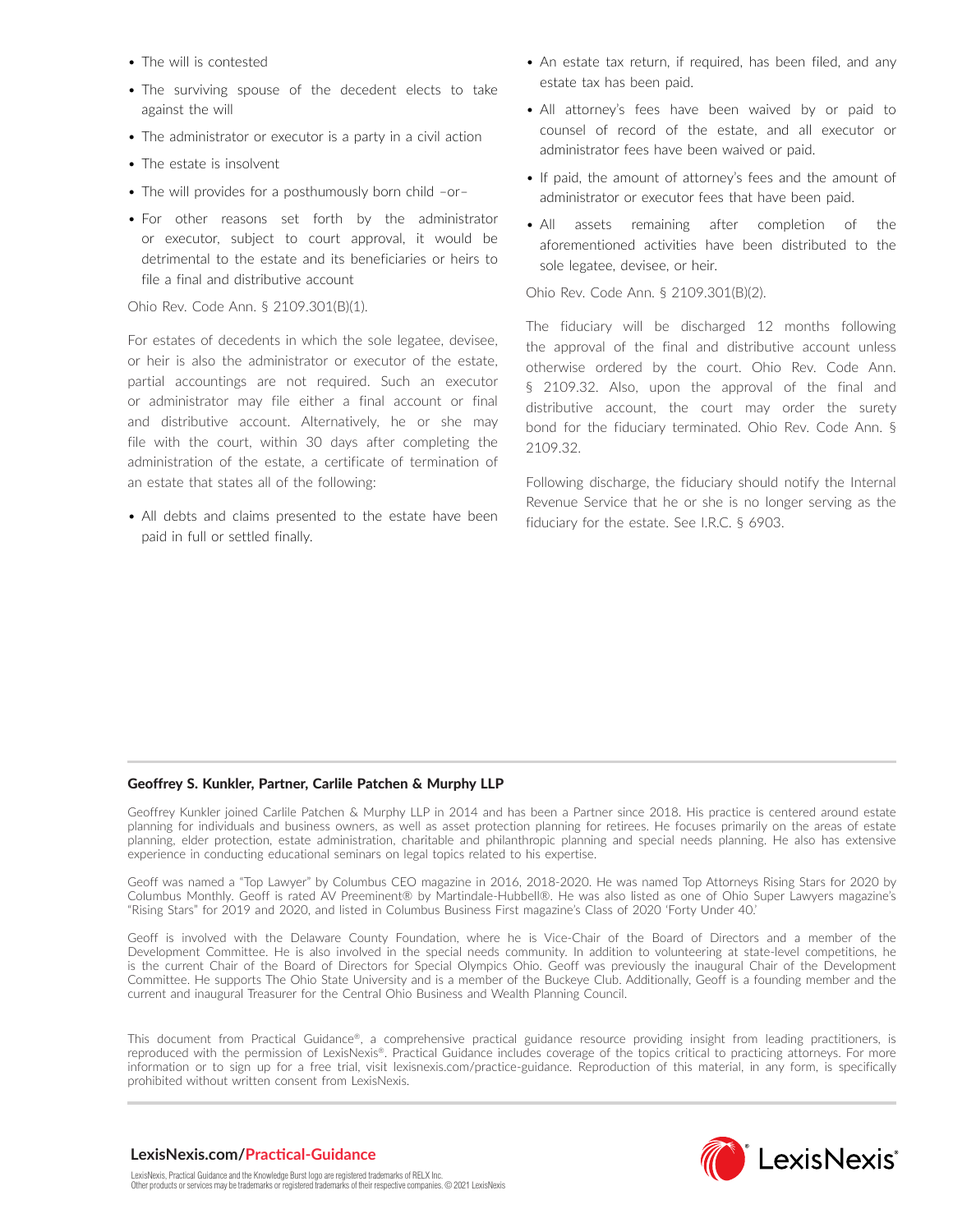- The will is contested
- The surviving spouse of the decedent elects to take against the will
- The administrator or executor is a party in a civil action
- The estate is insolvent
- The will provides for a posthumously born child –or–
- For other reasons set forth by the administrator or executor, subject to court approval, it would be detrimental to the estate and its beneficiaries or heirs to file a final and distributive account

Ohio Rev. Code Ann. § 2109.301(B)(1).

For estates of decedents in which the sole legatee, devisee, or heir is also the administrator or executor of the estate, partial accountings are not required. Such an executor or administrator may file either a final account or final and distributive account. Alternatively, he or she may file with the court, within 30 days after completing the administration of the estate, a certificate of termination of an estate that states all of the following:

- All debts and claims presented to the estate have been paid in full or settled finally.
- An estate tax return, if required, has been filed, and any estate tax has been paid.
- All attorney's fees have been waived by or paid to counsel of record of the estate, and all executor or administrator fees have been waived or paid.
- If paid, the amount of attorney's fees and the amount of administrator or executor fees that have been paid.
- All assets remaining after completion of the aforementioned activities have been distributed to the sole legatee, devisee, or heir.

Ohio Rev. Code Ann. § 2109.301(B)(2).

The fiduciary will be discharged 12 months following the approval of the final and distributive account unless otherwise ordered by the court. Ohio Rev. Code Ann. § 2109.32. Also, upon the approval of the final and distributive account, the court may order the surety bond for the fiduciary terminated. Ohio Rev. Code Ann. § 2109.32.

Following discharge, the fiduciary should notify the Internal Revenue Service that he or she is no longer serving as the fiduciary for the estate. See I.R.C. § 6903.

---

**Geoffrey S. Kunkler, Partner, Carlile Patchen & Murphy LLP**

Geoffrey Kunkler joined Carlile Patchen & Murphy LLP in 2014 and has been a Partner since 2018. His practice is centered around estate planning for individuals and business owners, as well as asset protection planning for retirees. He focuses primarily on the areas of estate planning, elder protection, estate administration, charitable and philanthropic planning and special needs planning. He also has extensive experience in conducting educational seminars on legal topics related to his expertise.

Geoff was named a "Top Lawyer" by Columbus CEO magazine in 2016, 2018-2020. He was named Top Attorneys Rising Stars for 2020 by Columbus Monthly. Geoff is rated AV Preeminent® by Martindale-Hubbell®. He was also listed as one of Ohio Super Lawyers magazine's "Rising Stars" for 2019 and 2020, and listed in Columbus Business First magazine's Class of 2020 'Forty Under 40.'

Geoff is involved with the Delaware County Foundation, where he is Vice-Chair of the Board of Directors and a member of the Development Committee. He is also involved in the special needs community. In addition to volunteering at state-level competitions, he is the current Chair of the Board of Directors for Special Olympics Ohio. Geoff was previously the inaugural Chair of the Development Committee. He supports The Ohio State University and is a member of the Buckeye Club. Additionally, Geoff is a founding member and the current and inaugural Treasurer for the Central Ohio Business and Wealth Planning Council.

This document from Practical Guidance®, a comprehensive practical guidance resource providing insight from leading practitioners, is reproduced with the permission of LexisNexis®. Practical Guidance includes coverage of the topics critical to practicing attorneys. For more information or to sign up for a free trial, visit lexisnexis.com/practice-guidance. Reproduction of this material, in any form, is specifically prohibited without written consent from LexisNexis.

---

**LexisNexis.com/Practical-Guidance**

LexisNexis, Practical Guidance and the Knowledge Burst logo are registered trademarks of RELX Inc.
Other products or services may be trademarks or registered trademarks of their respective companies. © 2021 LexisNexis